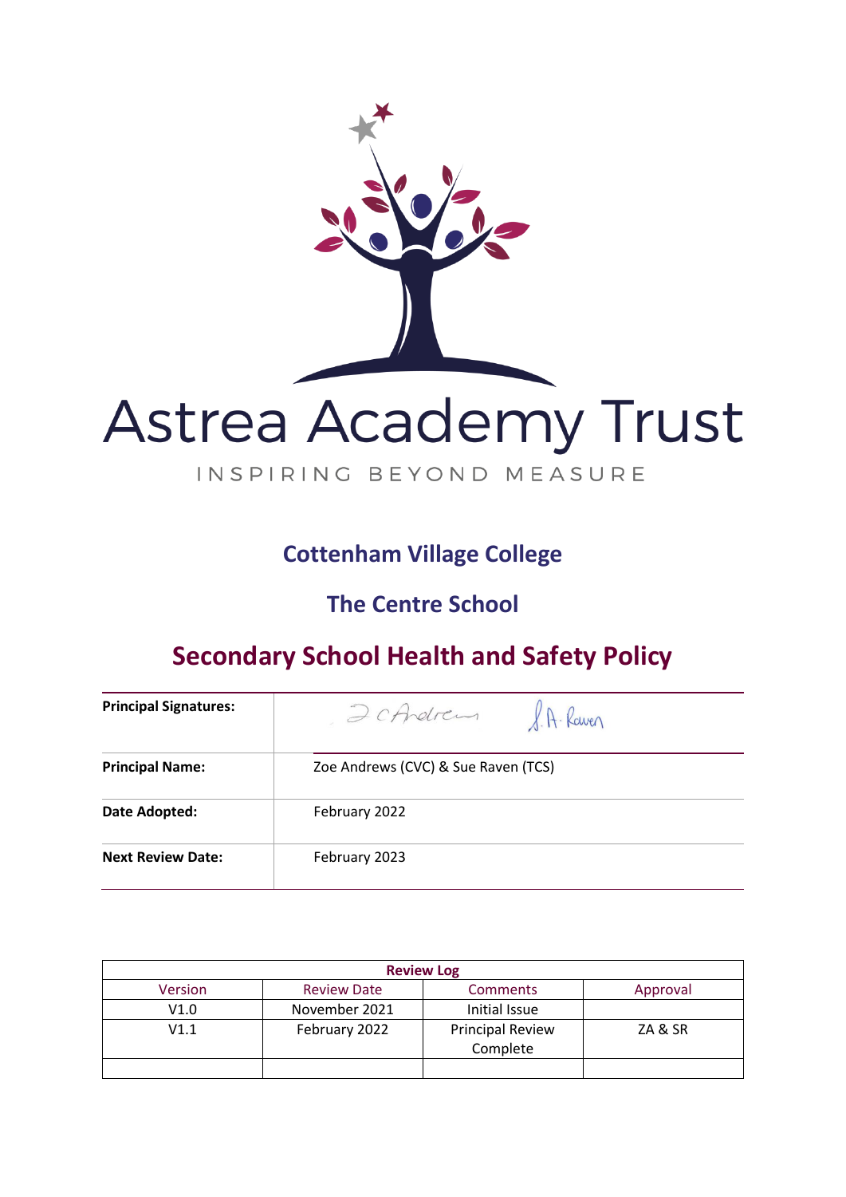Astrea Academy Trust

INSPIRING BEYOND MEASURE

## Cottenham Village College

## The Centre School

# Secondary School Health and Safety Policy

| | |
|---|---|
| **Principal Signatures:** | |
| **Principal Name:** | Zoe Andrews (CVC) & Sue Raven (TCS) |
| **Date Adopted:** | February 2022 |
| **Next Review Date:** | February 2023 |

| **Review Log** | | | |
|---|---|---|---|
| Version | Review Date | Comments | Approval |
| V1.0 | November 2021 | Initial Issue | |
| V1.1 | February 2022 | Principal Review Complete | ZA & SR |
| | | | |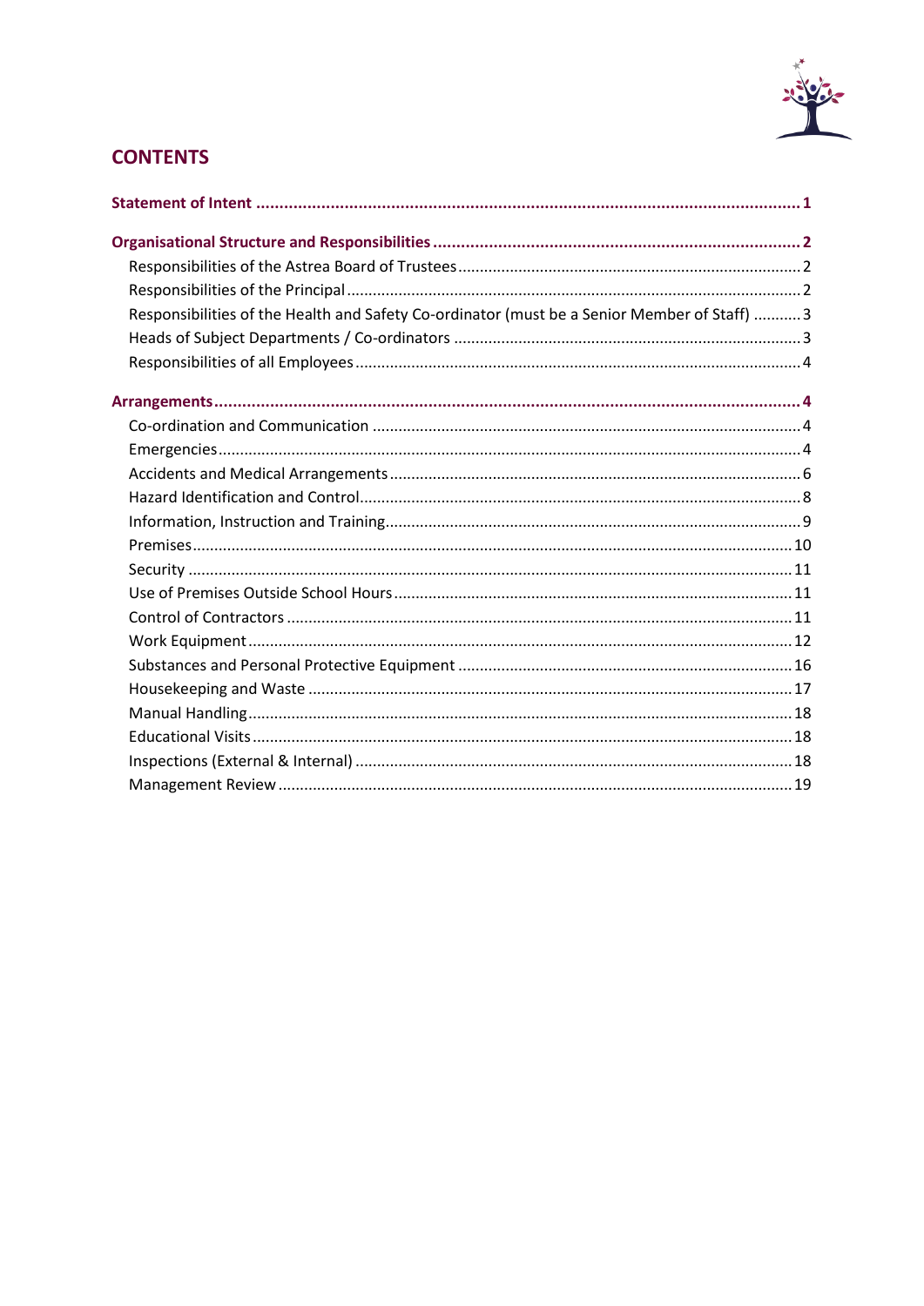# CONTENTS

**Statement of Intent ....... 1**

**Organisational Structure and Responsibilities ....... 2**

- Responsibilities of the Astrea Board of Trustees ....... 2
- Responsibilities of the Principal ....... 2
- Responsibilities of the Health and Safety Co-ordinator (must be a Senior Member of Staff) ....... 3
- Heads of Subject Departments / Co-ordinators ....... 3
- Responsibilities of all Employees ....... 4

**Arrangements ....... 4**

- Co-ordination and Communication ....... 4
- Emergencies ....... 4
- Accidents and Medical Arrangements ....... 6
- Hazard Identification and Control ....... 8
- Information, Instruction and Training ....... 9
- Premises ....... 10
- Security ....... 11
- Use of Premises Outside School Hours ....... 11
- Control of Contractors ....... 11
- Work Equipment ....... 12
- Substances and Personal Protective Equipment ....... 16
- Housekeeping and Waste ....... 17
- Manual Handling ....... 18
- Educational Visits ....... 18
- Inspections (External & Internal) ....... 18
- Management Review ....... 19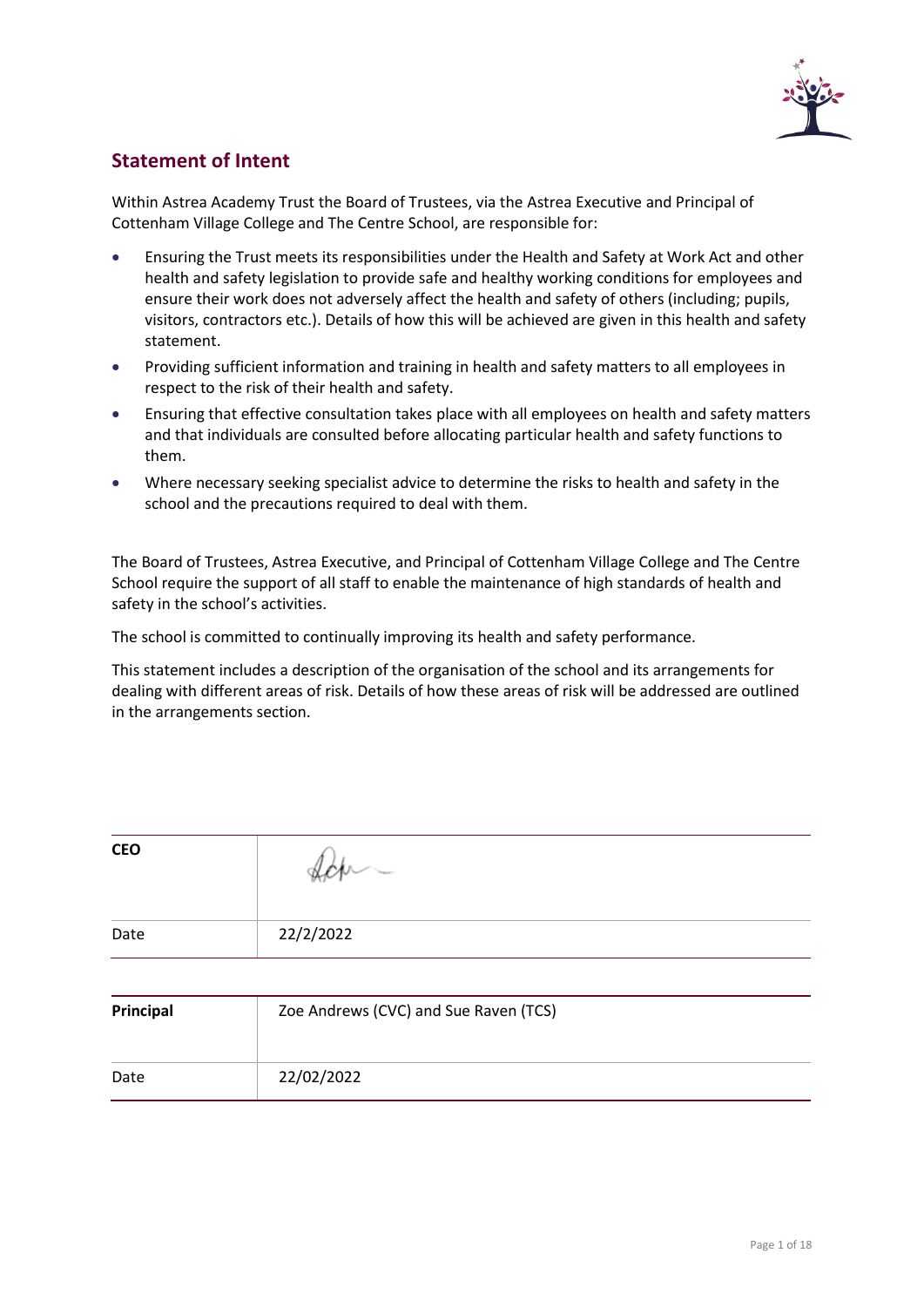## Statement of Intent

Within Astrea Academy Trust the Board of Trustees, via the Astrea Executive and Principal of Cottenham Village College and The Centre School, are responsible for:

- Ensuring the Trust meets its responsibilities under the Health and Safety at Work Act and other health and safety legislation to provide safe and healthy working conditions for employees and ensure their work does not adversely affect the health and safety of others (including; pupils, visitors, contractors etc.). Details of how this will be achieved are given in this health and safety statement.
- Providing sufficient information and training in health and safety matters to all employees in respect to the risk of their health and safety.
- Ensuring that effective consultation takes place with all employees on health and safety matters and that individuals are consulted before allocating particular health and safety functions to them.
- Where necessary seeking specialist advice to determine the risks to health and safety in the school and the precautions required to deal with them.

The Board of Trustees, Astrea Executive, and Principal of Cottenham Village College and The Centre School require the support of all staff to enable the maintenance of high standards of health and safety in the school's activities.

The school is committed to continually improving its health and safety performance.

This statement includes a description of the organisation of the school and its arrangements for dealing with different areas of risk. Details of how these areas of risk will be addressed are outlined in the arrangements section.

| **CEO** | [Signature] |
|---|---|
| Date | 22/2/2022 |

| **Principal** | Zoe Andrews (CVC) and Sue Raven (TCS) |
|---|---|
| Date | 22/02/2022 |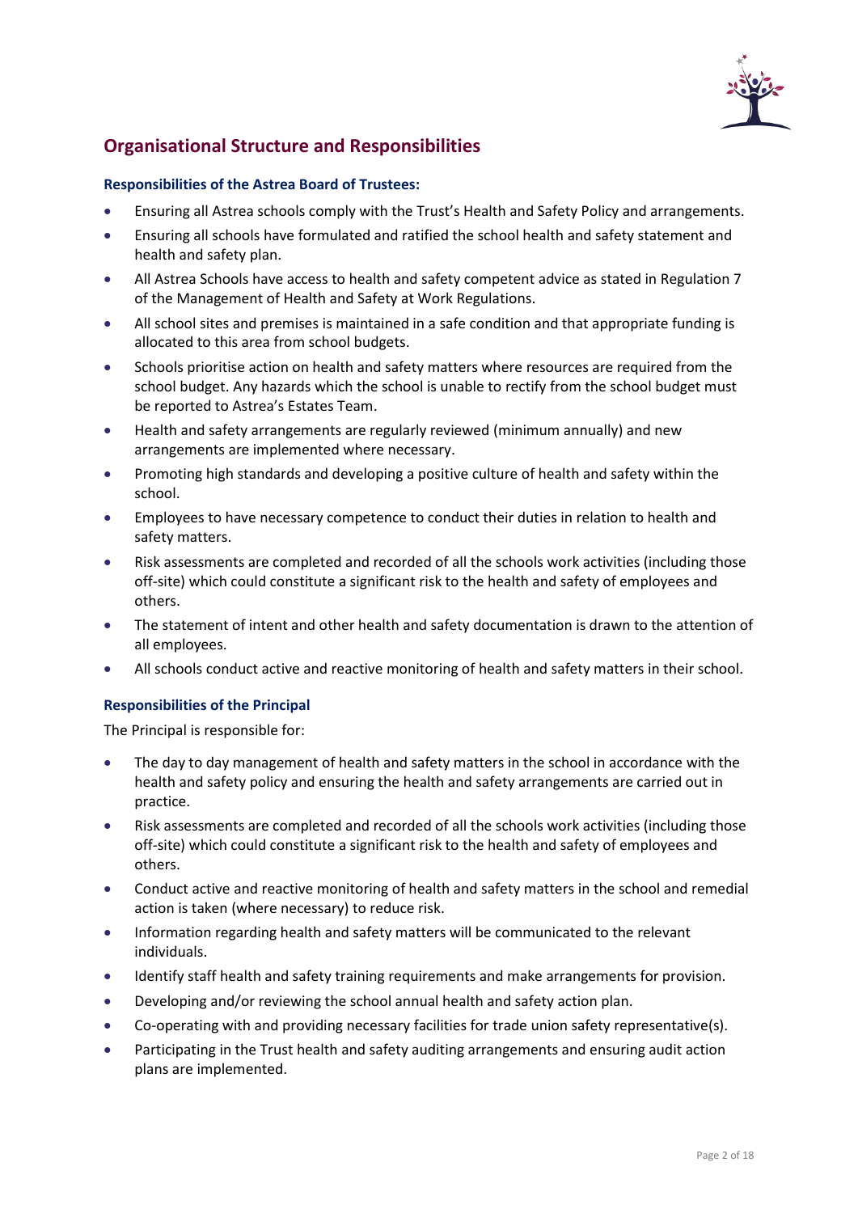## Organisational Structure and Responsibilities

### Responsibilities of the Astrea Board of Trustees:

- Ensuring all Astrea schools comply with the Trust's Health and Safety Policy and arrangements.
- Ensuring all schools have formulated and ratified the school health and safety statement and health and safety plan.
- All Astrea Schools have access to health and safety competent advice as stated in Regulation 7 of the Management of Health and Safety at Work Regulations.
- All school sites and premises is maintained in a safe condition and that appropriate funding is allocated to this area from school budgets.
- Schools prioritise action on health and safety matters where resources are required from the school budget. Any hazards which the school is unable to rectify from the school budget must be reported to Astrea's Estates Team.
- Health and safety arrangements are regularly reviewed (minimum annually) and new arrangements are implemented where necessary.
- Promoting high standards and developing a positive culture of health and safety within the school.
- Employees to have necessary competence to conduct their duties in relation to health and safety matters.
- Risk assessments are completed and recorded of all the schools work activities (including those off-site) which could constitute a significant risk to the health and safety of employees and others.
- The statement of intent and other health and safety documentation is drawn to the attention of all employees.
- All schools conduct active and reactive monitoring of health and safety matters in their school.

### Responsibilities of the Principal

The Principal is responsible for:

- The day to day management of health and safety matters in the school in accordance with the health and safety policy and ensuring the health and safety arrangements are carried out in practice.
- Risk assessments are completed and recorded of all the schools work activities (including those off-site) which could constitute a significant risk to the health and safety of employees and others.
- Conduct active and reactive monitoring of health and safety matters in the school and remedial action is taken (where necessary) to reduce risk.
- Information regarding health and safety matters will be communicated to the relevant individuals.
- Identify staff health and safety training requirements and make arrangements for provision.
- Developing and/or reviewing the school annual health and safety action plan.
- Co-operating with and providing necessary facilities for trade union safety representative(s).
- Participating in the Trust health and safety auditing arrangements and ensuring audit action plans are implemented.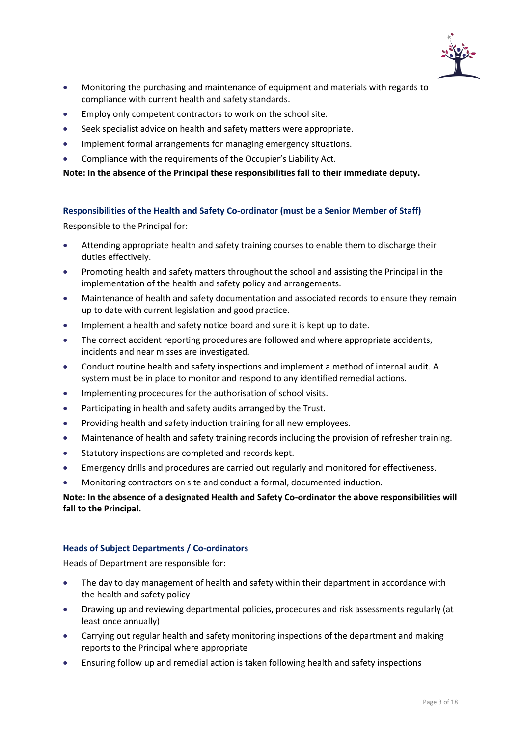- Monitoring the purchasing and maintenance of equipment and materials with regards to compliance with current health and safety standards.
- Employ only competent contractors to work on the school site.
- Seek specialist advice on health and safety matters were appropriate.
- Implement formal arrangements for managing emergency situations.
- Compliance with the requirements of the Occupier's Liability Act.

**Note: In the absence of the Principal these responsibilities fall to their immediate deputy.**

### Responsibilities of the Health and Safety Co-ordinator (must be a Senior Member of Staff)

Responsible to the Principal for:

- Attending appropriate health and safety training courses to enable them to discharge their duties effectively.
- Promoting health and safety matters throughout the school and assisting the Principal in the implementation of the health and safety policy and arrangements.
- Maintenance of health and safety documentation and associated records to ensure they remain up to date with current legislation and good practice.
- Implement a health and safety notice board and sure it is kept up to date.
- The correct accident reporting procedures are followed and where appropriate accidents, incidents and near misses are investigated.
- Conduct routine health and safety inspections and implement a method of internal audit. A system must be in place to monitor and respond to any identified remedial actions.
- Implementing procedures for the authorisation of school visits.
- Participating in health and safety audits arranged by the Trust.
- Providing health and safety induction training for all new employees.
- Maintenance of health and safety training records including the provision of refresher training.
- Statutory inspections are completed and records kept.
- Emergency drills and procedures are carried out regularly and monitored for effectiveness.
- Monitoring contractors on site and conduct a formal, documented induction.

**Note: In the absence of a designated Health and Safety Co-ordinator the above responsibilities will fall to the Principal.**

### Heads of Subject Departments / Co-ordinators

Heads of Department are responsible for:

- The day to day management of health and safety within their department in accordance with the health and safety policy
- Drawing up and reviewing departmental policies, procedures and risk assessments regularly (at least once annually)
- Carrying out regular health and safety monitoring inspections of the department and making reports to the Principal where appropriate
- Ensuring follow up and remedial action is taken following health and safety inspections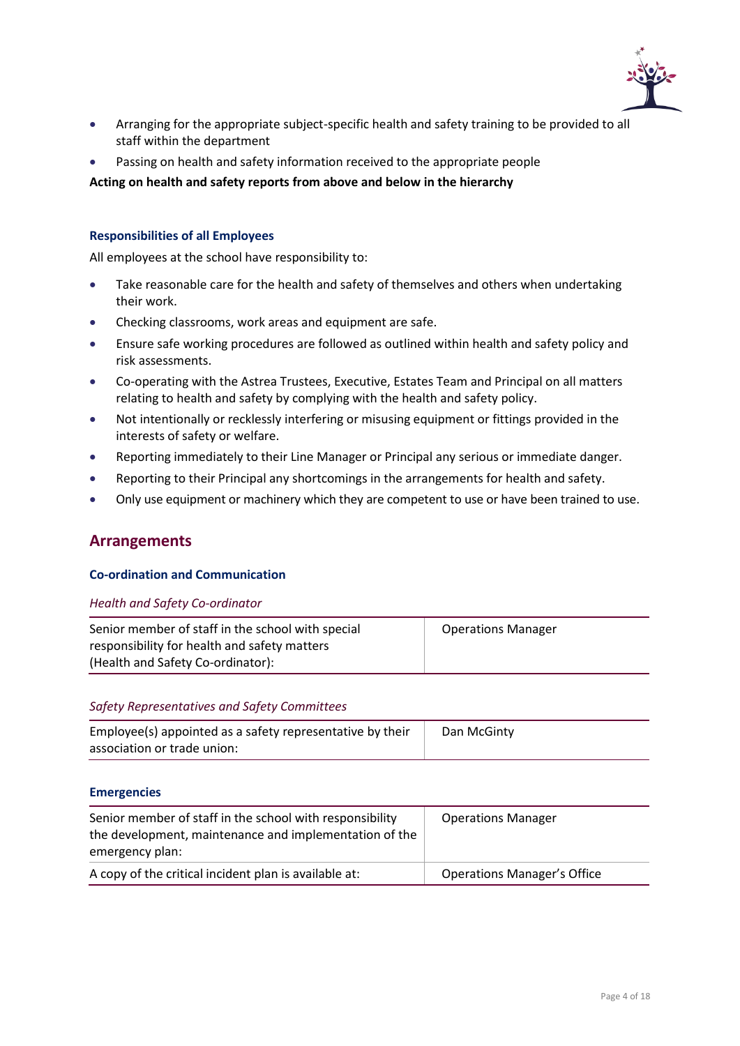- Arranging for the appropriate subject-specific health and safety training to be provided to all staff within the department
- Passing on health and safety information received to the appropriate people

**Acting on health and safety reports from above and below in the hierarchy**

### Responsibilities of all Employees

All employees at the school have responsibility to:

- Take reasonable care for the health and safety of themselves and others when undertaking their work.
- Checking classrooms, work areas and equipment are safe.
- Ensure safe working procedures are followed as outlined within health and safety policy and risk assessments.
- Co-operating with the Astrea Trustees, Executive, Estates Team and Principal on all matters relating to health and safety by complying with the health and safety policy.
- Not intentionally or recklessly interfering or misusing equipment or fittings provided in the interests of safety or welfare.
- Reporting immediately to their Line Manager or Principal any serious or immediate danger.
- Reporting to their Principal any shortcomings in the arrangements for health and safety.
- Only use equipment or machinery which they are competent to use or have been trained to use.

## Arrangements

### Co-ordination and Communication

*Health and Safety Co-ordinator*

| | |
|---|---|
| Senior member of staff in the school with special responsibility for health and safety matters (Health and Safety Co-ordinator): | Operations Manager |

*Safety Representatives and Safety Committees*

| | |
|---|---|
| Employee(s) appointed as a safety representative by their association or trade union: | Dan McGinty |

### Emergencies

| | |
|---|---|
| Senior member of staff in the school with responsibility the development, maintenance and implementation of the emergency plan: | Operations Manager |
| A copy of the critical incident plan is available at: | Operations Manager's Office |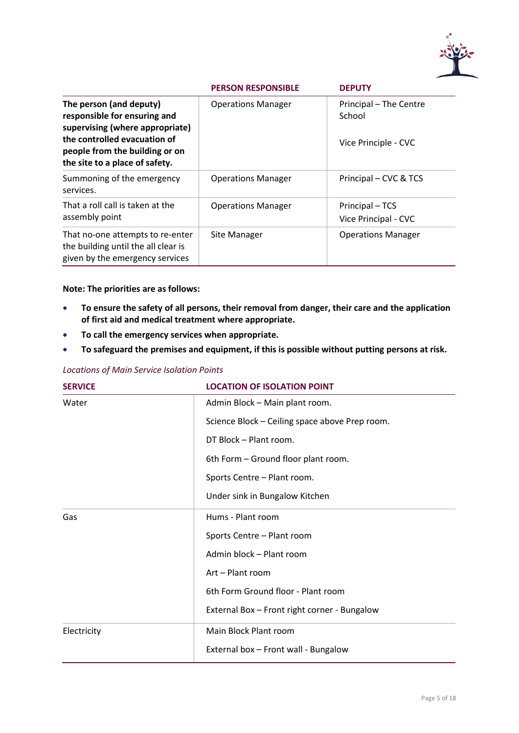| | PERSON RESPONSIBLE | DEPUTY |
|---|---|---|
| **The person (and deputy) responsible for ensuring and supervising (where appropriate) the controlled evacuation of people from the building or on the site to a place of safety.** | Operations Manager | Principal – The Centre School<br><br>Vice Principle - CVC |
| Summoning of the emergency services. | Operations Manager | Principal – CVC & TCS |
| That a roll call is taken at the assembly point | Operations Manager | Principal – TCS<br>Vice Principal - CVC |
| That no-one attempts to re-enter the building until the all clear is given by the emergency services | Site Manager | Operations Manager |

**Note: The priorities are as follows:**

- **To ensure the safety of all persons, their removal from danger, their care and the application of first aid and medical treatment where appropriate.**
- **To call the emergency services when appropriate.**
- **To safeguard the premises and equipment, if this is possible without putting persons at risk.**

*Locations of Main Service Isolation Points*

| SERVICE | LOCATION OF ISOLATION POINT |
|---|---|
| Water | Admin Block – Main plant room.<br>Science Block – Ceiling space above Prep room.<br>DT Block – Plant room.<br>6th Form – Ground floor plant room.<br>Sports Centre – Plant room.<br>Under sink in Bungalow Kitchen |
| Gas | Hums - Plant room<br>Sports Centre – Plant room<br>Admin block – Plant room<br>Art – Plant room<br>6th Form Ground floor - Plant room<br>External Box – Front right corner - Bungalow |
| Electricity | Main Block Plant room<br>External box – Front wall - Bungalow |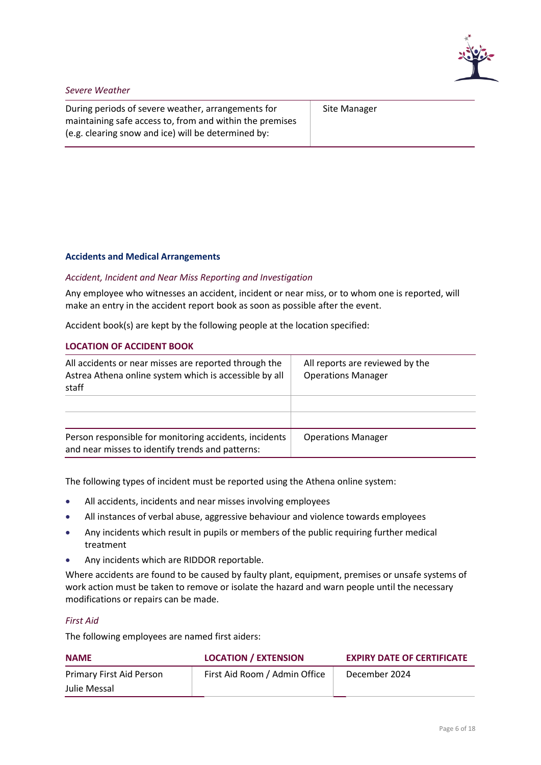*Severe Weather*

| | |
|---|---|
| During periods of severe weather, arrangements for maintaining safe access to, from and within the premises (e.g. clearing snow and ice) will be determined by: | Site Manager |

### Accidents and Medical Arrangements

*Accident, Incident and Near Miss Reporting and Investigation*

Any employee who witnesses an accident, incident or near miss, or to whom one is reported, will make an entry in the accident report book as soon as possible after the event.

Accident book(s) are kept by the following people at the location specified:

**LOCATION OF ACCIDENT BOOK**

| | |
|---|---|
| All accidents or near misses are reported through the Astrea Athena online system which is accessible by all staff | All reports are reviewed by the Operations Manager |
| | |
| | |
| Person responsible for monitoring accidents, incidents and near misses to identify trends and patterns: | Operations Manager |

The following types of incident must be reported using the Athena online system:

- All accidents, incidents and near misses involving employees
- All instances of verbal abuse, aggressive behaviour and violence towards employees
- Any incidents which result in pupils or members of the public requiring further medical treatment
- Any incidents which are RIDDOR reportable.

Where accidents are found to be caused by faulty plant, equipment, premises or unsafe systems of work action must be taken to remove or isolate the hazard and warn people until the necessary modifications or repairs can be made.

*First Aid*

The following employees are named first aiders:

| NAME | LOCATION / EXTENSION | EXPIRY DATE OF CERTIFICATE |
|---|---|---|
| Primary First Aid Person<br>Julie Messal | First Aid Room / Admin Office | December 2024 |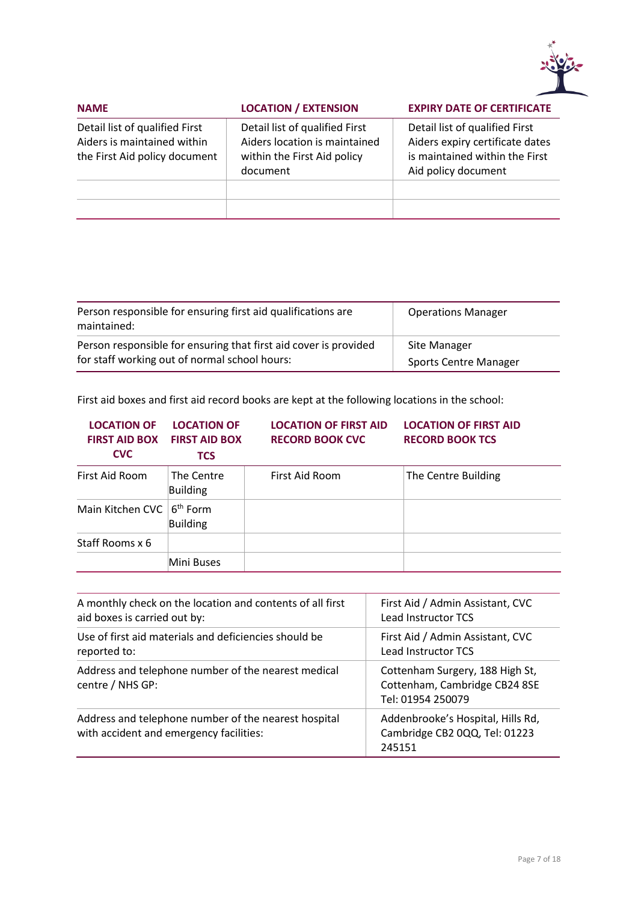| NAME | LOCATION / EXTENSION | EXPIRY DATE OF CERTIFICATE |
|---|---|---|
| Detail list of qualified First Aiders is maintained within the First Aid policy document | Detail list of qualified First Aiders location is maintained within the First Aid policy document | Detail list of qualified First Aiders expiry certificate dates is maintained within the First Aid policy document |
| | | |
| | | |

| | |
|---|---|
| Person responsible for ensuring first aid qualifications are maintained: | Operations Manager |
| Person responsible for ensuring that first aid cover is provided for staff working out of normal school hours: | Site Manager<br>Sports Centre Manager |

First aid boxes and first aid record books are kept at the following locations in the school:

| LOCATION OF FIRST AID BOX CVC | LOCATION OF FIRST AID BOX TCS | LOCATION OF FIRST AID RECORD BOOK CVC | LOCATION OF FIRST AID RECORD BOOK TCS |
|---|---|---|---|
| First Aid Room | The Centre Building | First Aid Room | The Centre Building |
| Main Kitchen CVC | 6th Form Building | | |
| Staff Rooms x 6 | | | |
| | Mini Buses | | |

| | |
|---|---|
| A monthly check on the location and contents of all first aid boxes is carried out by: | First Aid / Admin Assistant, CVC<br>Lead Instructor TCS |
| Use of first aid materials and deficiencies should be reported to: | First Aid / Admin Assistant, CVC<br>Lead Instructor TCS |
| Address and telephone number of the nearest medical centre / NHS GP: | Cottenham Surgery, 188 High St, Cottenham, Cambridge CB24 8SE<br>Tel: 01954 250079 |
| Address and telephone number of the nearest hospital with accident and emergency facilities: | Addenbrooke's Hospital, Hills Rd, Cambridge CB2 0QQ, Tel: 01223 245151 |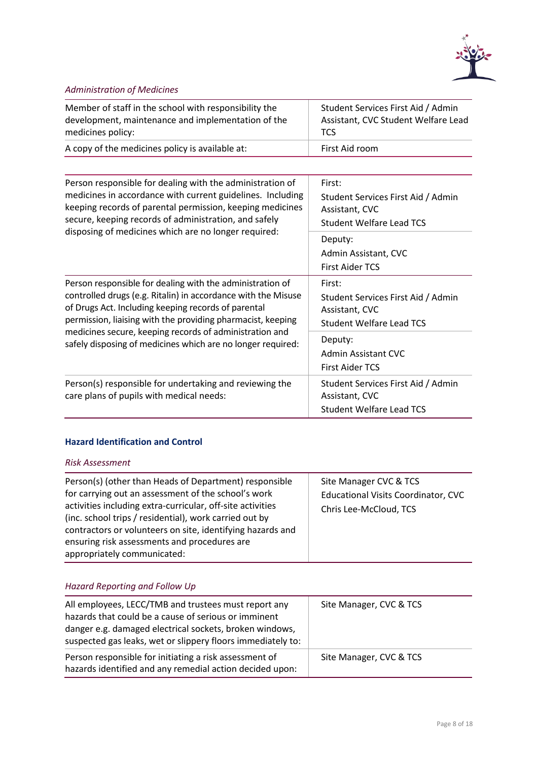*Administration of Medicines*

| | |
|---|---|
| Member of staff in the school with responsibility the development, maintenance and implementation of the medicines policy: | Student Services First Aid / Admin Assistant, CVC Student Welfare Lead TCS |
| A copy of the medicines policy is available at: | First Aid room |

| | |
|---|---|
| Person responsible for dealing with the administration of medicines in accordance with current guidelines. Including keeping records of parental permission, keeping medicines secure, keeping records of administration, and safely disposing of medicines which are no longer required: | First:<br>Student Services First Aid / Admin Assistant, CVC<br>Student Welfare Lead TCS |
| | Deputy:<br>Admin Assistant, CVC<br>First Aider TCS |
| Person responsible for dealing with the administration of controlled drugs (e.g. Ritalin) in accordance with the Misuse of Drugs Act. Including keeping records of parental permission, liaising with the providing pharmacist, keeping medicines secure, keeping records of administration and safely disposing of medicines which are no longer required: | First:<br>Student Services First Aid / Admin Assistant, CVC<br>Student Welfare Lead TCS |
| | Deputy:<br>Admin Assistant CVC<br>First Aider TCS |
| Person(s) responsible for undertaking and reviewing the care plans of pupils with medical needs: | Student Services First Aid / Admin Assistant, CVC<br>Student Welfare Lead TCS |

## Hazard Identification and Control

*Risk Assessment*

| | |
|---|---|
| Person(s) (other than Heads of Department) responsible for carrying out an assessment of the school's work activities including extra-curricular, off-site activities (inc. school trips / residential), work carried out by contractors or volunteers on site, identifying hazards and ensuring risk assessments and procedures are appropriately communicated: | Site Manager CVC & TCS<br>Educational Visits Coordinator, CVC<br>Chris Lee-McCloud, TCS |

*Hazard Reporting and Follow Up*

| | |
|---|---|
| All employees, LECC/TMB and trustees must report any hazards that could be a cause of serious or imminent danger e.g. damaged electrical sockets, broken windows, suspected gas leaks, wet or slippery floors immediately to: | Site Manager, CVC & TCS |
| Person responsible for initiating a risk assessment of hazards identified and any remedial action decided upon: | Site Manager, CVC & TCS |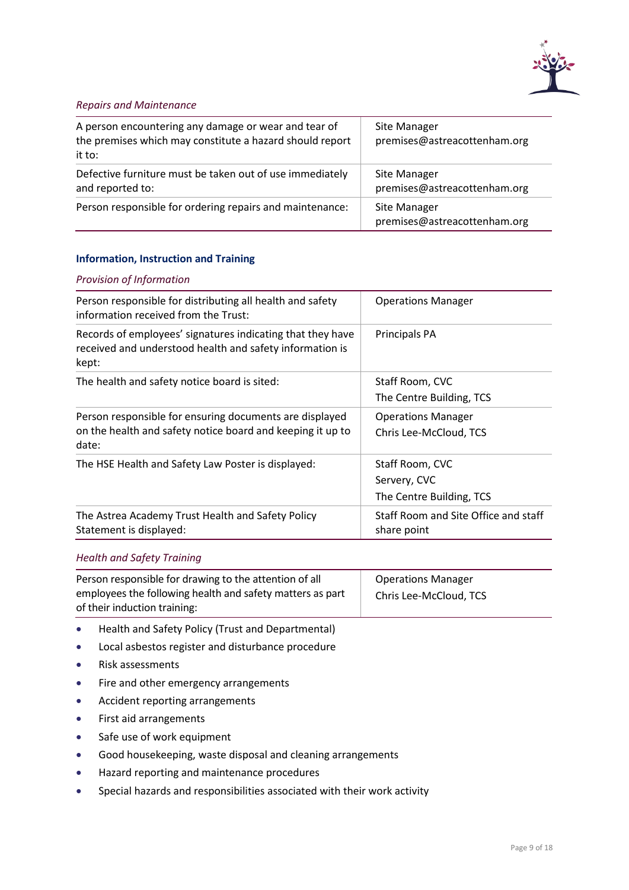*Repairs and Maintenance*

| | |
|---|---|
| A person encountering any damage or wear and tear of the premises which may constitute a hazard should report it to: | Site Manager<br>premises@astreacottenham.org |
| Defective furniture must be taken out of use immediately and reported to: | Site Manager<br>premises@astreacottenham.org |
| Person responsible for ordering repairs and maintenance: | Site Manager<br>premises@astreacottenham.org |

### Information, Instruction and Training

*Provision of Information*

| | |
|---|---|
| Person responsible for distributing all health and safety information received from the Trust: | Operations Manager |
| Records of employees' signatures indicating that they have received and understood health and safety information is kept: | Principals PA |
| The health and safety notice board is sited: | Staff Room, CVC<br>The Centre Building, TCS |
| Person responsible for ensuring documents are displayed on the health and safety notice board and keeping it up to date: | Operations Manager<br>Chris Lee-McCloud, TCS |
| The HSE Health and Safety Law Poster is displayed: | Staff Room, CVC<br>Servery, CVC<br>The Centre Building, TCS |
| The Astrea Academy Trust Health and Safety Policy Statement is displayed: | Staff Room and Site Office and staff share point |

*Health and Safety Training*

| | |
|---|---|
| Person responsible for drawing to the attention of all employees the following health and safety matters as part of their induction training: | Operations Manager<br>Chris Lee-McCloud, TCS |

- Health and Safety Policy (Trust and Departmental)
- Local asbestos register and disturbance procedure
- Risk assessments
- Fire and other emergency arrangements
- Accident reporting arrangements
- First aid arrangements
- Safe use of work equipment
- Good housekeeping, waste disposal and cleaning arrangements
- Hazard reporting and maintenance procedures
- Special hazards and responsibilities associated with their work activity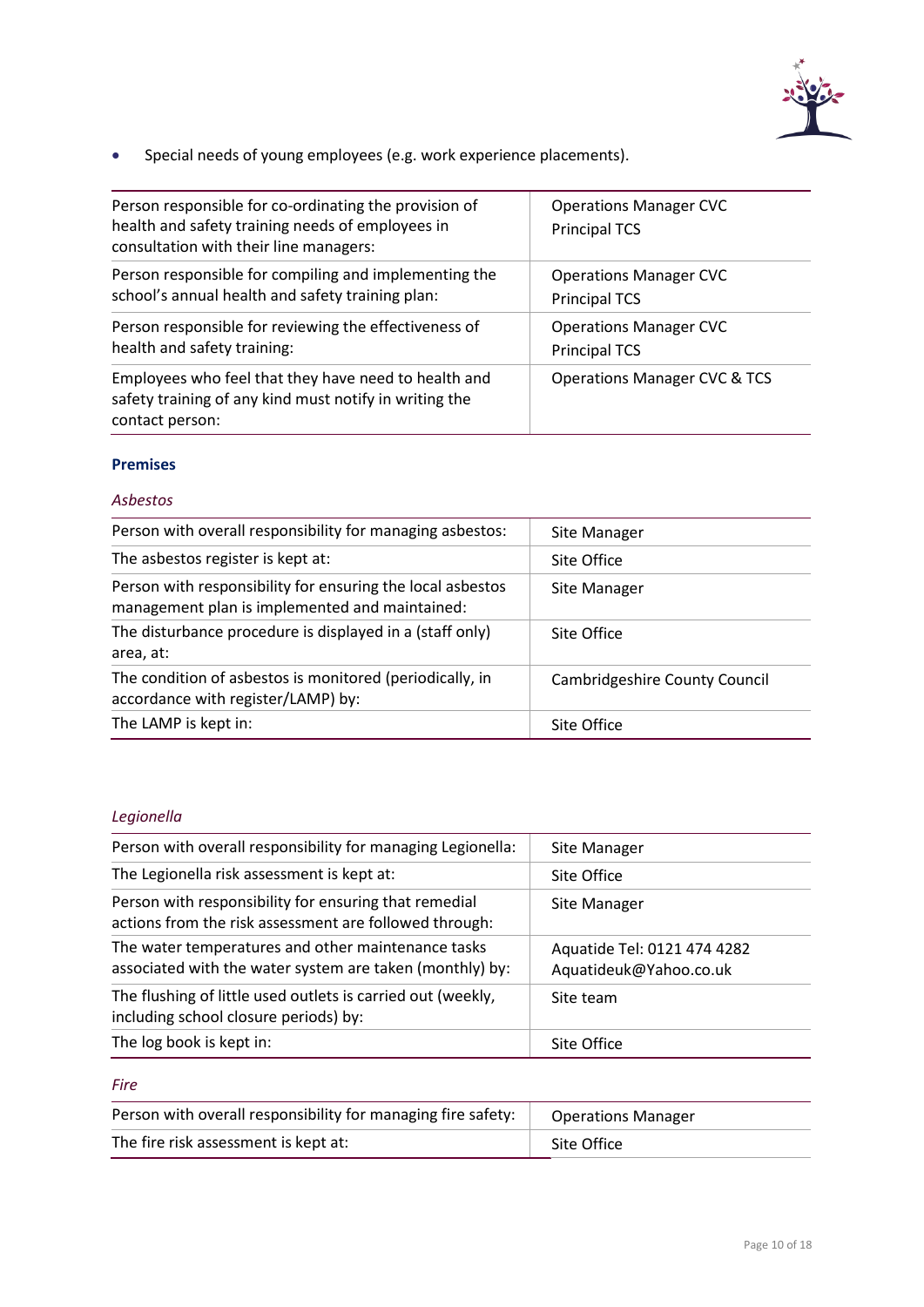- Special needs of young employees (e.g. work experience placements).

| | |
|---|---|
| Person responsible for co-ordinating the provision of health and safety training needs of employees in consultation with their line managers: | Operations Manager CVC<br>Principal TCS |
| Person responsible for compiling and implementing the school's annual health and safety training plan: | Operations Manager CVC<br>Principal TCS |
| Person responsible for reviewing the effectiveness of health and safety training: | Operations Manager CVC<br>Principal TCS |
| Employees who feel that they have need to health and safety training of any kind must notify in writing the contact person: | Operations Manager CVC & TCS |

### Premises

*Asbestos*

| | |
|---|---|
| Person with overall responsibility for managing asbestos: | Site Manager |
| The asbestos register is kept at: | Site Office |
| Person with responsibility for ensuring the local asbestos management plan is implemented and maintained: | Site Manager |
| The disturbance procedure is displayed in a (staff only) area, at: | Site Office |
| The condition of asbestos is monitored (periodically, in accordance with register/LAMP) by: | Cambridgeshire County Council |
| The LAMP is kept in: | Site Office |

*Legionella*

| | |
|---|---|
| Person with overall responsibility for managing Legionella: | Site Manager |
| The Legionella risk assessment is kept at: | Site Office |
| Person with responsibility for ensuring that remedial actions from the risk assessment are followed through: | Site Manager |
| The water temperatures and other maintenance tasks associated with the water system are taken (monthly) by: | Aquatide Tel: 0121 474 4282<br>Aquatideuk@Yahoo.co.uk |
| The flushing of little used outlets is carried out (weekly, including school closure periods) by: | Site team |
| The log book is kept in: | Site Office |

*Fire*

| | |
|---|---|
| Person with overall responsibility for managing fire safety: | Operations Manager |
| The fire risk assessment is kept at: | Site Office |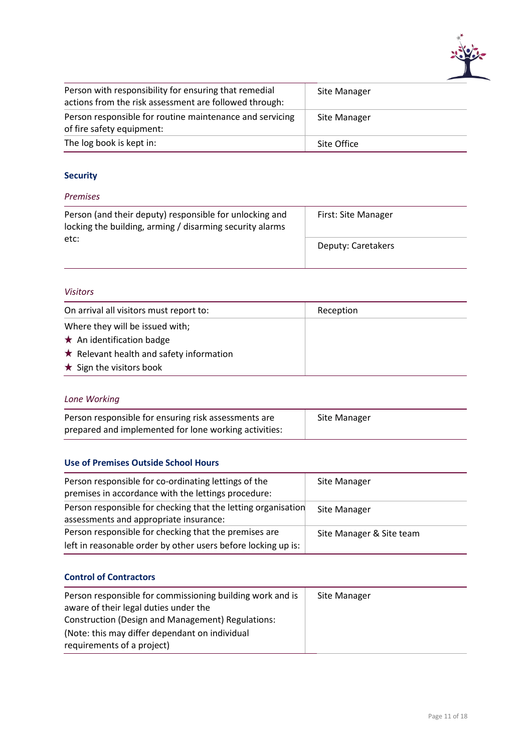| | |
|---|---|
| Person with responsibility for ensuring that remedial actions from the risk assessment are followed through: | Site Manager |
| Person responsible for routine maintenance and servicing of fire safety equipment: | Site Manager |
| The log book is kept in: | Site Office |

### Security

*Premises*

| | |
|---|---|
| Person (and their deputy) responsible for unlocking and locking the building, arming / disarming security alarms etc: | First: Site Manager |
| | Deputy: Caretakers |

*Visitors*

| | |
|---|---|
| On arrival all visitors must report to: | Reception |
| Where they will be issued with;<br>★ An identification badge<br>★ Relevant health and safety information<br>★ Sign the visitors book | |

*Lone Working*

| | |
|---|---|
| Person responsible for ensuring risk assessments are prepared and implemented for lone working activities: | Site Manager |

### Use of Premises Outside School Hours

| | |
|---|---|
| Person responsible for co-ordinating lettings of the premises in accordance with the lettings procedure: | Site Manager |
| Person responsible for checking that the letting organisation assessments and appropriate insurance: | Site Manager |
| Person responsible for checking that the premises are left in reasonable order by other users before locking up is: | Site Manager & Site team |

### Control of Contractors

| | |
|---|---|
| Person responsible for commissioning building work and is aware of their legal duties under the Construction (Design and Management) Regulations:<br>(Note: this may differ dependant on individual requirements of a project) | Site Manager |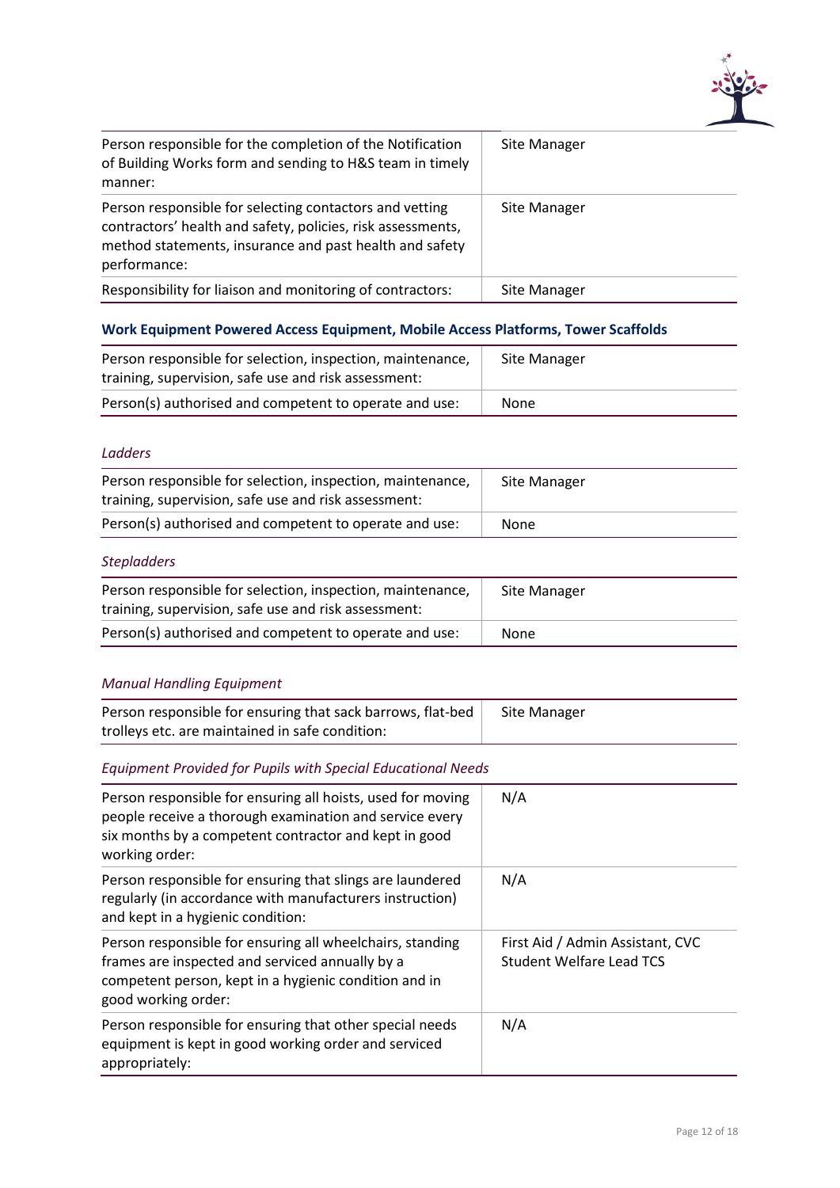| | |
|---|---|
| Person responsible for the completion of the Notification of Building Works form and sending to H&S team in timely manner: | Site Manager |
| Person responsible for selecting contactors and vetting contractors' health and safety, policies, risk assessments, method statements, insurance and past health and safety performance: | Site Manager |
| Responsibility for liaison and monitoring of contractors: | Site Manager |

### Work Equipment Powered Access Equipment, Mobile Access Platforms, Tower Scaffolds

| | |
|---|---|
| Person responsible for selection, inspection, maintenance, training, supervision, safe use and risk assessment: | Site Manager |
| Person(s) authorised and competent to operate and use: | None |

*Ladders*

| | |
|---|---|
| Person responsible for selection, inspection, maintenance, training, supervision, safe use and risk assessment: | Site Manager |
| Person(s) authorised and competent to operate and use: | None |

*Stepladders*

| | |
|---|---|
| Person responsible for selection, inspection, maintenance, training, supervision, safe use and risk assessment: | Site Manager |
| Person(s) authorised and competent to operate and use: | None |

*Manual Handling Equipment*

| | |
|---|---|
| Person responsible for ensuring that sack barrows, flat-bed trolleys etc. are maintained in safe condition: | Site Manager |

*Equipment Provided for Pupils with Special Educational Needs*

| | |
|---|---|
| Person responsible for ensuring all hoists, used for moving people receive a thorough examination and service every six months by a competent contractor and kept in good working order: | N/A |
| Person responsible for ensuring that slings are laundered regularly (in accordance with manufacturers instruction) and kept in a hygienic condition: | N/A |
| Person responsible for ensuring all wheelchairs, standing frames are inspected and serviced annually by a competent person, kept in a hygienic condition and in good working order: | First Aid / Admin Assistant, CVC Student Welfare Lead TCS |
| Person responsible for ensuring that other special needs equipment is kept in good working order and serviced appropriately: | N/A |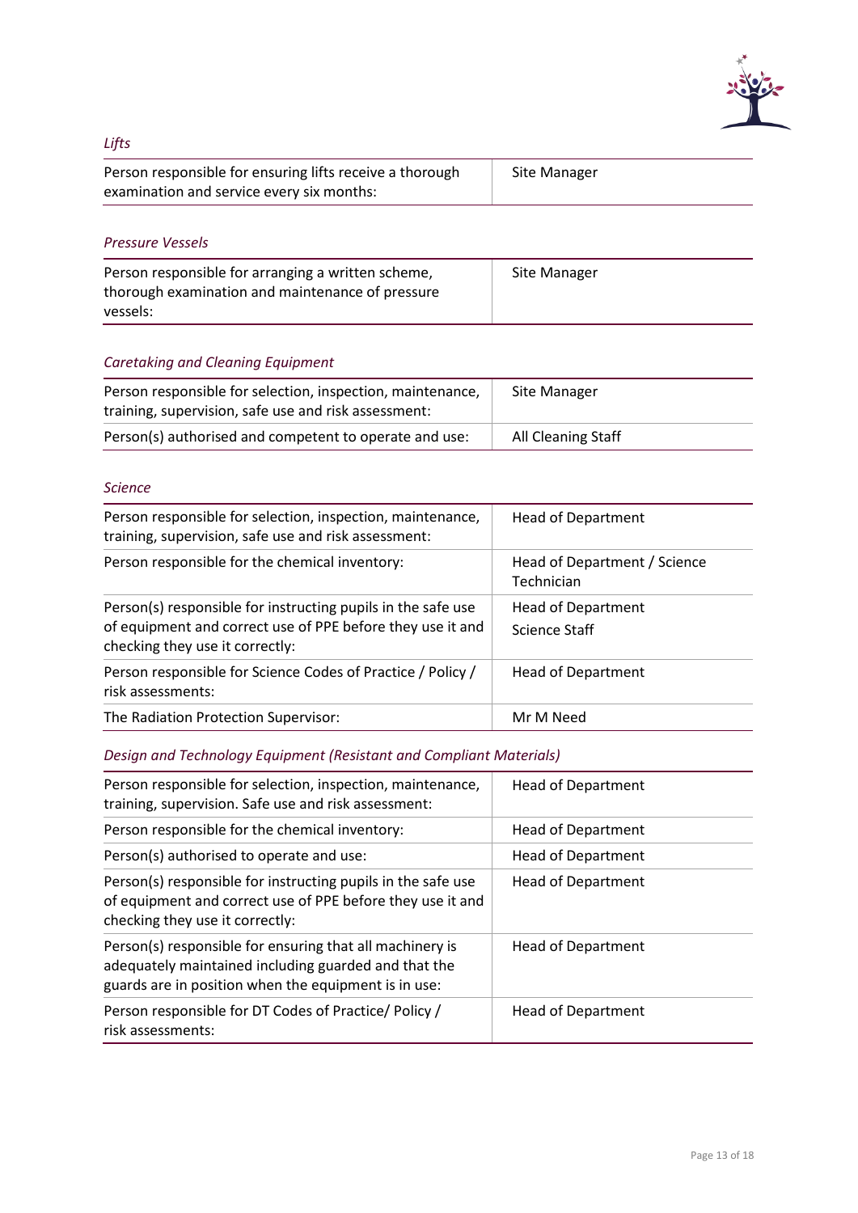*Lifts*

| Person responsible for ensuring lifts receive a thorough examination and service every six months: | Site Manager |
|---|---|

*Pressure Vessels*

| Person responsible for arranging a written scheme, thorough examination and maintenance of pressure vessels: | Site Manager |
|---|---|

*Caretaking and Cleaning Equipment*

| Person responsible for selection, inspection, maintenance, training, supervision, safe use and risk assessment: | Site Manager |
|---|---|
| Person(s) authorised and competent to operate and use: | All Cleaning Staff |

*Science*

| Person responsible for selection, inspection, maintenance, training, supervision, safe use and risk assessment: | Head of Department |
|---|---|
| Person responsible for the chemical inventory: | Head of Department / Science Technician |
| Person(s) responsible for instructing pupils in the safe use of equipment and correct use of PPE before they use it and checking they use it correctly: | Head of Department<br>Science Staff |
| Person responsible for Science Codes of Practice / Policy / risk assessments: | Head of Department |
| The Radiation Protection Supervisor: | Mr M Need |

*Design and Technology Equipment (Resistant and Compliant Materials)*

| Person responsible for selection, inspection, maintenance, training, supervision. Safe use and risk assessment: | Head of Department |
|---|---|
| Person responsible for the chemical inventory: | Head of Department |
| Person(s) authorised to operate and use: | Head of Department |
| Person(s) responsible for instructing pupils in the safe use of equipment and correct use of PPE before they use it and checking they use it correctly: | Head of Department |
| Person(s) responsible for ensuring that all machinery is adequately maintained including guarded and that the guards are in position when the equipment is in use: | Head of Department |
| Person responsible for DT Codes of Practice/ Policy / risk assessments: | Head of Department |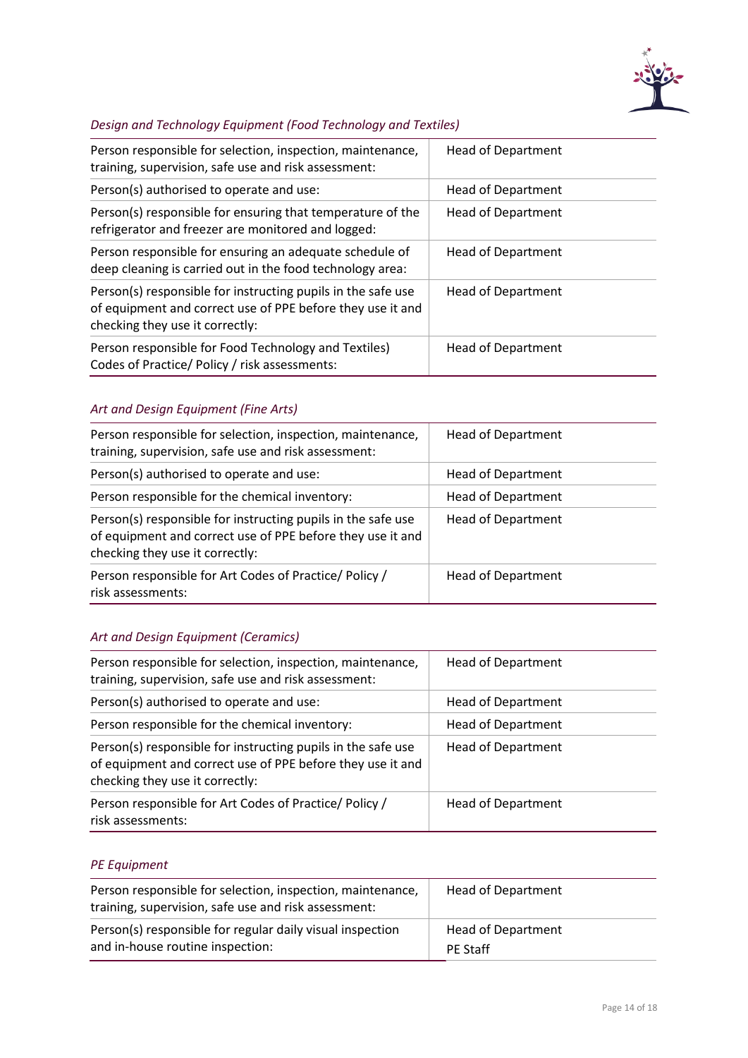*Design and Technology Equipment (Food Technology and Textiles)*

| | |
|---|---|
| Person responsible for selection, inspection, maintenance, training, supervision, safe use and risk assessment: | Head of Department |
| Person(s) authorised to operate and use: | Head of Department |
| Person(s) responsible for ensuring that temperature of the refrigerator and freezer are monitored and logged: | Head of Department |
| Person responsible for ensuring an adequate schedule of deep cleaning is carried out in the food technology area: | Head of Department |
| Person(s) responsible for instructing pupils in the safe use of equipment and correct use of PPE before they use it and checking they use it correctly: | Head of Department |
| Person responsible for Food Technology and Textiles) Codes of Practice/ Policy / risk assessments: | Head of Department |

*Art and Design Equipment (Fine Arts)*

| | |
|---|---|
| Person responsible for selection, inspection, maintenance, training, supervision, safe use and risk assessment: | Head of Department |
| Person(s) authorised to operate and use: | Head of Department |
| Person responsible for the chemical inventory: | Head of Department |
| Person(s) responsible for instructing pupils in the safe use of equipment and correct use of PPE before they use it and checking they use it correctly: | Head of Department |
| Person responsible for Art Codes of Practice/ Policy / risk assessments: | Head of Department |

*Art and Design Equipment (Ceramics)*

| | |
|---|---|
| Person responsible for selection, inspection, maintenance, training, supervision, safe use and risk assessment: | Head of Department |
| Person(s) authorised to operate and use: | Head of Department |
| Person responsible for the chemical inventory: | Head of Department |
| Person(s) responsible for instructing pupils in the safe use of equipment and correct use of PPE before they use it and checking they use it correctly: | Head of Department |
| Person responsible for Art Codes of Practice/ Policy / risk assessments: | Head of Department |

*PE Equipment*

| | |
|---|---|
| Person responsible for selection, inspection, maintenance, training, supervision, safe use and risk assessment: | Head of Department |
| Person(s) responsible for regular daily visual inspection and in-house routine inspection: | Head of Department<br>PE Staff |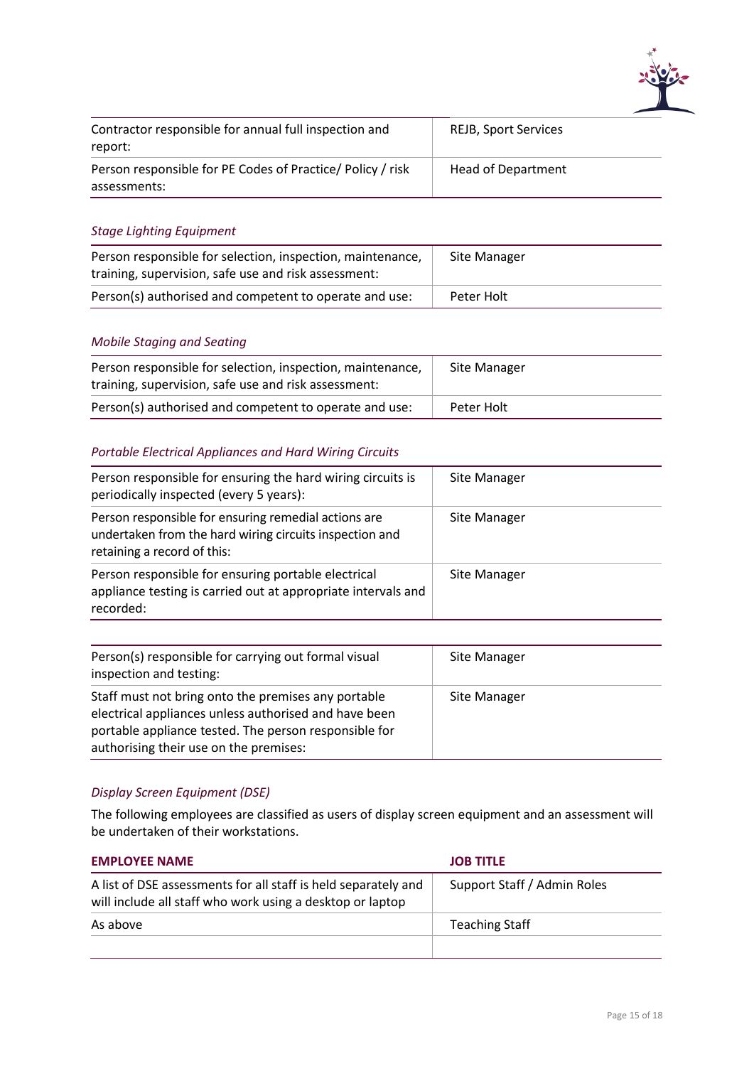| | |
|---|---|
| Contractor responsible for annual full inspection and report: | REJB, Sport Services |
| Person responsible for PE Codes of Practice/ Policy / risk assessments: | Head of Department |

*Stage Lighting Equipment*

| | |
|---|---|
| Person responsible for selection, inspection, maintenance, training, supervision, safe use and risk assessment: | Site Manager |
| Person(s) authorised and competent to operate and use: | Peter Holt |

*Mobile Staging and Seating*

| | |
|---|---|
| Person responsible for selection, inspection, maintenance, training, supervision, safe use and risk assessment: | Site Manager |
| Person(s) authorised and competent to operate and use: | Peter Holt |

*Portable Electrical Appliances and Hard Wiring Circuits*

| | |
|---|---|
| Person responsible for ensuring the hard wiring circuits is periodically inspected (every 5 years): | Site Manager |
| Person responsible for ensuring remedial actions are undertaken from the hard wiring circuits inspection and retaining a record of this: | Site Manager |
| Person responsible for ensuring portable electrical appliance testing is carried out at appropriate intervals and recorded: | Site Manager |

| | |
|---|---|
| Person(s) responsible for carrying out formal visual inspection and testing: | Site Manager |
| Staff must not bring onto the premises any portable electrical appliances unless authorised and have been portable appliance tested. The person responsible for authorising their use on the premises: | Site Manager |

*Display Screen Equipment (DSE)*

The following employees are classified as users of display screen equipment and an assessment will be undertaken of their workstations.

| EMPLOYEE NAME | JOB TITLE |
|---|---|
| A list of DSE assessments for all staff is held separately and will include all staff who work using a desktop or laptop | Support Staff / Admin Roles |
| As above | Teaching Staff |
| | |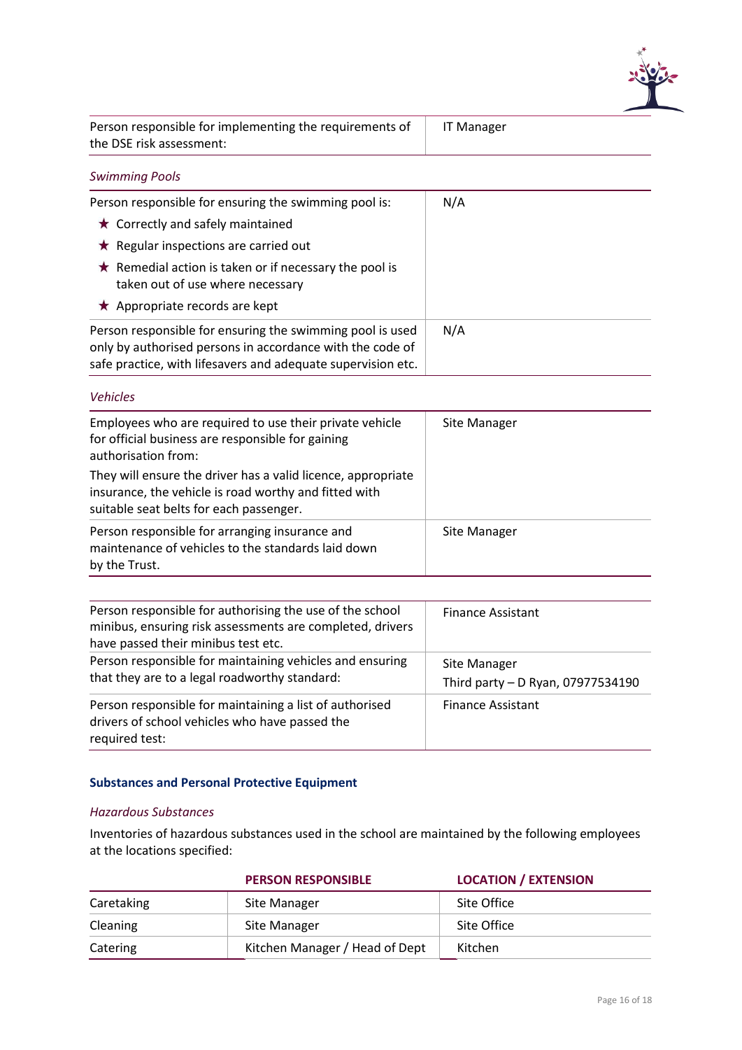| | |
|---|---|
| Person responsible for implementing the requirements of the DSE risk assessment: | IT Manager |

*Swimming Pools*

| | |
|---|---|
| Person responsible for ensuring the swimming pool is:<br>★ Correctly and safely maintained<br>★ Regular inspections are carried out<br>★ Remedial action is taken or if necessary the pool is taken out of use where necessary<br>★ Appropriate records are kept | N/A |
| Person responsible for ensuring the swimming pool is used only by authorised persons in accordance with the code of safe practice, with lifesavers and adequate supervision etc. | N/A |

*Vehicles*

| | |
|---|---|
| Employees who are required to use their private vehicle for official business are responsible for gaining authorisation from:<br>They will ensure the driver has a valid licence, appropriate insurance, the vehicle is road worthy and fitted with suitable seat belts for each passenger. | Site Manager |
| Person responsible for arranging insurance and maintenance of vehicles to the standards laid down by the Trust. | Site Manager |

| | |
|---|---|
| Person responsible for authorising the use of the school minibus, ensuring risk assessments are completed, drivers have passed their minibus test etc. | Finance Assistant |
| Person responsible for maintaining vehicles and ensuring that they are to a legal roadworthy standard: | Site Manager<br>Third party – D Ryan, 07977534190 |
| Person responsible for maintaining a list of authorised drivers of school vehicles who have passed the required test: | Finance Assistant |

### Substances and Personal Protective Equipment

*Hazardous Substances*

Inventories of hazardous substances used in the school are maintained by the following employees at the locations specified:

| | PERSON RESPONSIBLE | LOCATION / EXTENSION |
|---|---|---|
| Caretaking | Site Manager | Site Office |
| Cleaning | Site Manager | Site Office |
| Catering | Kitchen Manager / Head of Dept | Kitchen |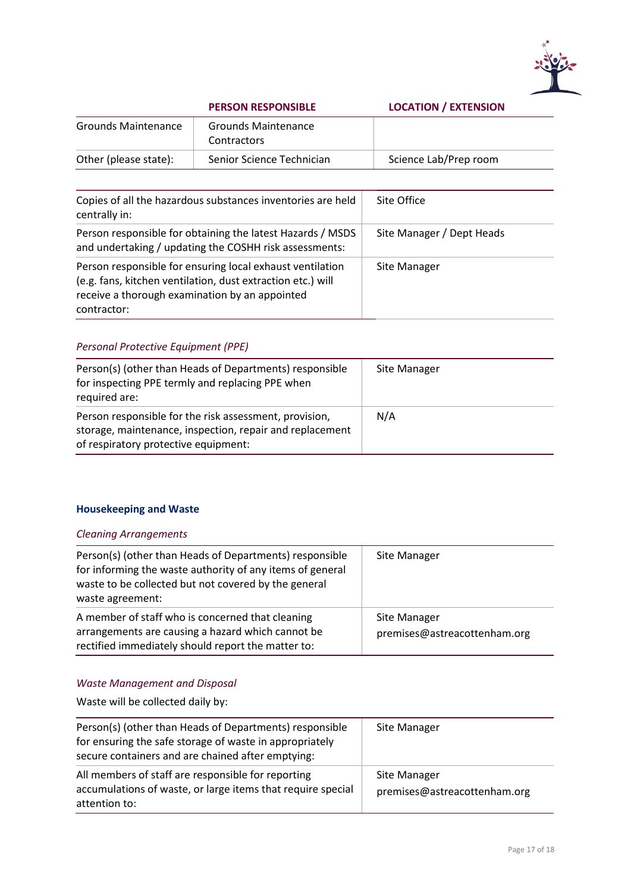| | PERSON RESPONSIBLE | LOCATION / EXTENSION |
|---|---|---|
| Grounds Maintenance | Grounds Maintenance Contractors | |
| Other (please state): | Senior Science Technician | Science Lab/Prep room |

| | |
|---|---|
| Copies of all the hazardous substances inventories are held centrally in: | Site Office |
| Person responsible for obtaining the latest Hazards / MSDS and undertaking / updating the COSHH risk assessments: | Site Manager / Dept Heads |
| Person responsible for ensuring local exhaust ventilation (e.g. fans, kitchen ventilation, dust extraction etc.) will receive a thorough examination by an appointed contractor: | Site Manager |

*Personal Protective Equipment (PPE)*

| | |
|---|---|
| Person(s) (other than Heads of Departments) responsible for inspecting PPE termly and replacing PPE when required are: | Site Manager |
| Person responsible for the risk assessment, provision, storage, maintenance, inspection, repair and replacement of respiratory protective equipment: | N/A |

### Housekeeping and Waste

*Cleaning Arrangements*

| | |
|---|---|
| Person(s) (other than Heads of Departments) responsible for informing the waste authority of any items of general waste to be collected but not covered by the general waste agreement: | Site Manager |
| A member of staff who is concerned that cleaning arrangements are causing a hazard which cannot be rectified immediately should report the matter to: | Site Manager<br>premises@astreacottenham.org |

*Waste Management and Disposal*

Waste will be collected daily by:

| | |
|---|---|
| Person(s) (other than Heads of Departments) responsible for ensuring the safe storage of waste in appropriately secure containers and are chained after emptying: | Site Manager |
| All members of staff are responsible for reporting accumulations of waste, or large items that require special attention to: | Site Manager<br>premises@astreacottenham.org |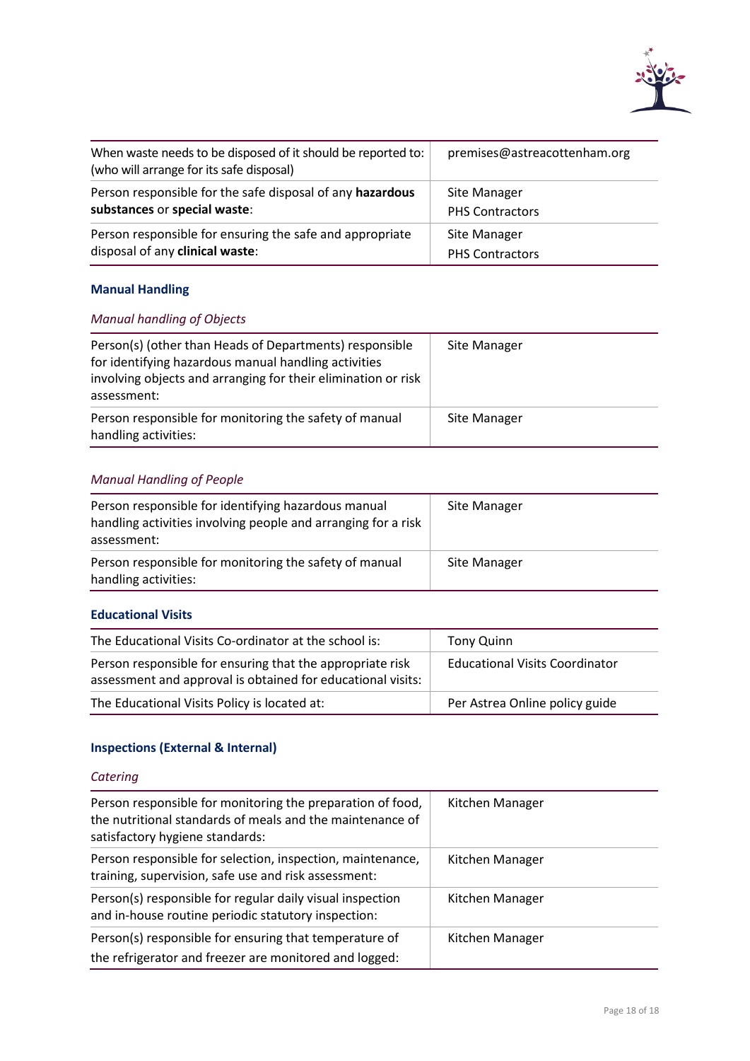| | |
|---|---|
| When waste needs to be disposed of it should be reported to: (who will arrange for its safe disposal) | premises@astreacottenham.org |
| Person responsible for the safe disposal of any **hazardous substances** or **special waste**: | Site Manager<br>PHS Contractors |
| Person responsible for ensuring the safe and appropriate disposal of any **clinical waste**: | Site Manager<br>PHS Contractors |

### Manual Handling

*Manual handling of Objects*

| | |
|---|---|
| Person(s) (other than Heads of Departments) responsible for identifying hazardous manual handling activities involving objects and arranging for their elimination or risk assessment: | Site Manager |
| Person responsible for monitoring the safety of manual handling activities: | Site Manager |

*Manual Handling of People*

| | |
|---|---|
| Person responsible for identifying hazardous manual handling activities involving people and arranging for a risk assessment: | Site Manager |
| Person responsible for monitoring the safety of manual handling activities: | Site Manager |

### Educational Visits

| | |
|---|---|
| The Educational Visits Co-ordinator at the school is: | Tony Quinn |
| Person responsible for ensuring that the appropriate risk assessment and approval is obtained for educational visits: | Educational Visits Coordinator |
| The Educational Visits Policy is located at: | Per Astrea Online policy guide |

### Inspections (External & Internal)

*Catering*

| | |
|---|---|
| Person responsible for monitoring the preparation of food, the nutritional standards of meals and the maintenance of satisfactory hygiene standards: | Kitchen Manager |
| Person responsible for selection, inspection, maintenance, training, supervision, safe use and risk assessment: | Kitchen Manager |
| Person(s) responsible for regular daily visual inspection and in-house routine periodic statutory inspection: | Kitchen Manager |
| Person(s) responsible for ensuring that temperature of the refrigerator and freezer are monitored and logged: | Kitchen Manager |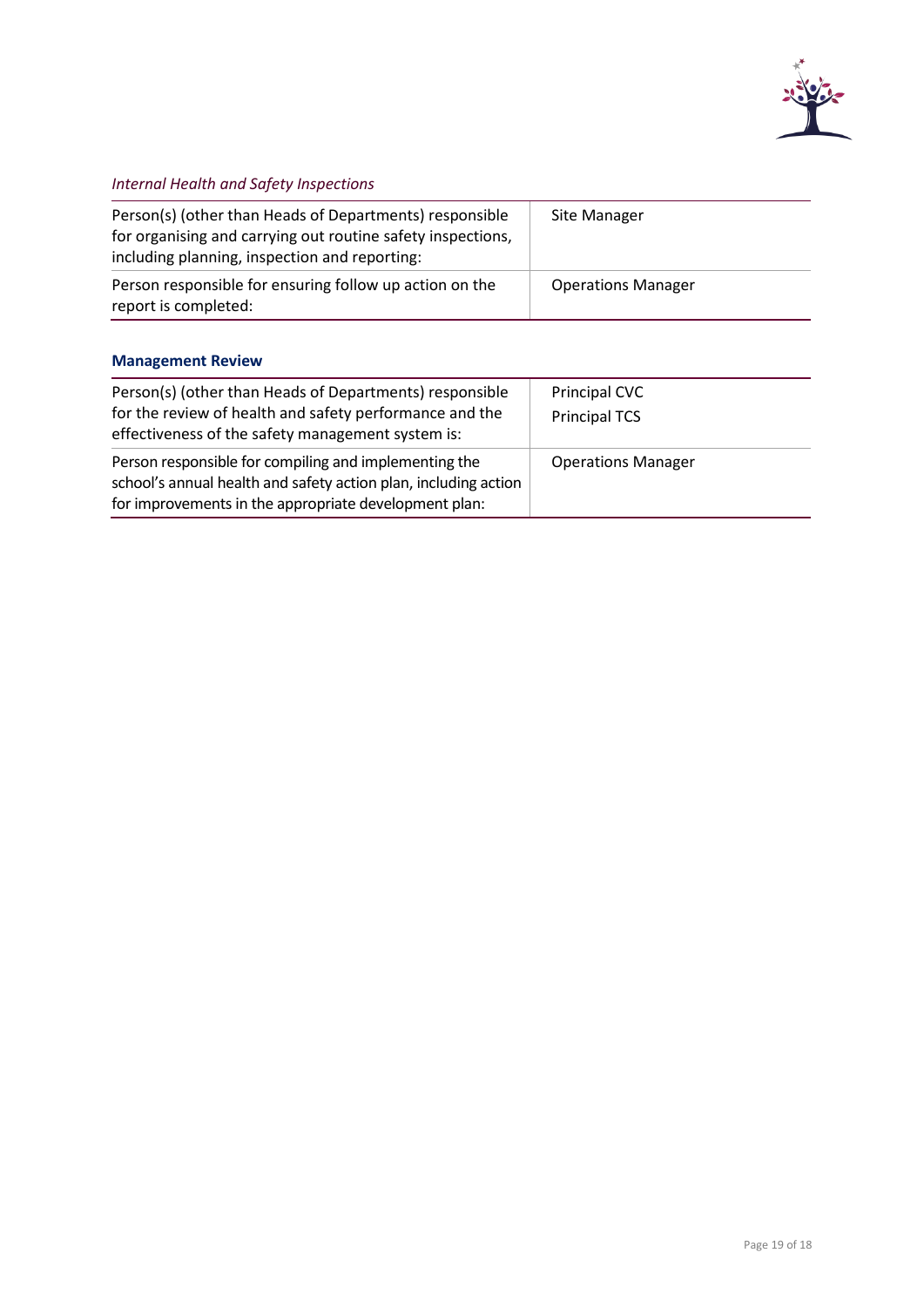*Internal Health and Safety Inspections*

| | |
|---|---|
| Person(s) (other than Heads of Departments) responsible for organising and carrying out routine safety inspections, including planning, inspection and reporting: | Site Manager |
| Person responsible for ensuring follow up action on the report is completed: | Operations Manager |

**Management Review**

| | |
|---|---|
| Person(s) (other than Heads of Departments) responsible for the review of health and safety performance and the effectiveness of the safety management system is: | Principal CVC<br>Principal TCS |
| Person responsible for compiling and implementing the school's annual health and safety action plan, including action for improvements in the appropriate development plan: | Operations Manager |